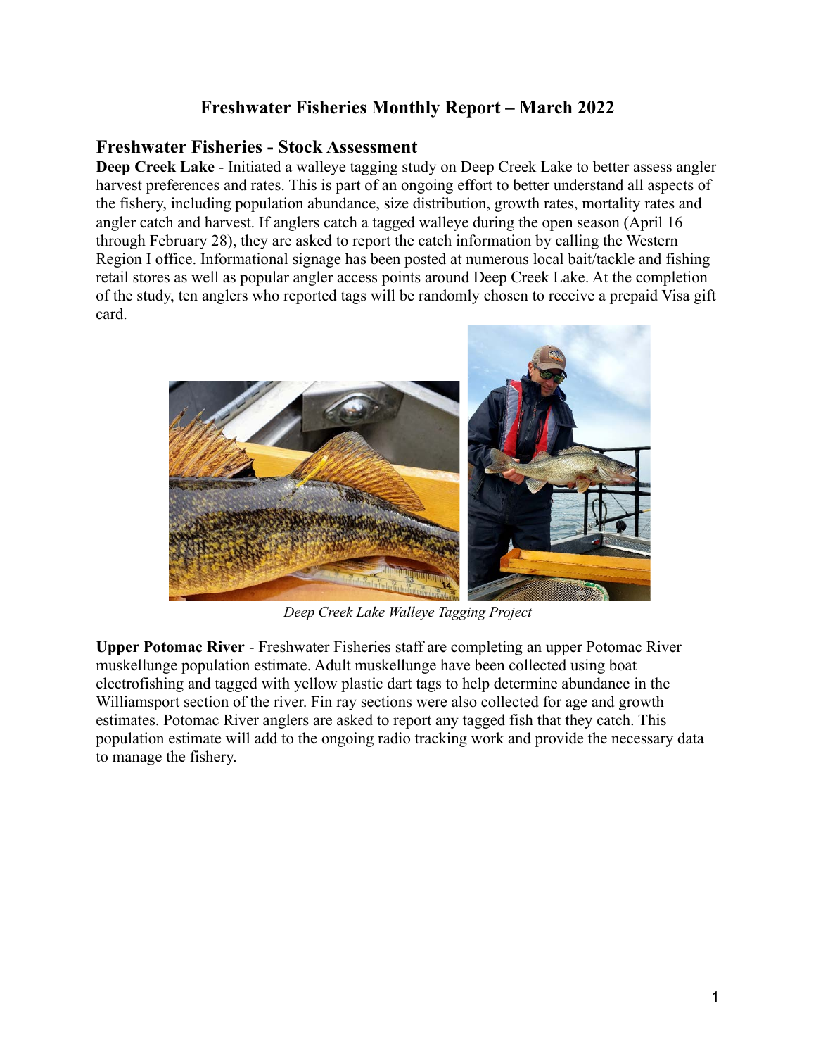# Freshwater Fisheries Monthly Report – March 2022

## Freshwater Fisheries - Stock Assessment

**Deep Creek Lake** - Initiated a walleye tagging study on Deep Creek Lake to better assess angler harvest preferences and rates. This is part of an ongoing effort to better understand all aspects of the fishery, including population abundance, size distribution, growth rates, mortality rates and angler catch and harvest. If anglers catch a tagged walleye during the open season (April 16 through February 28), they are asked to report the catch information by calling the Western Region I office. Informational signage has been posted at numerous local bait/tackle and fishing retail stores as well as popular angler access points around Deep Creek Lake. At the completion of the study, ten anglers who reported tags will be randomly chosen to receive a prepaid Visa gift card.

*Deep Creek Lake Walleye Tagging Project*

**Upper Potomac River** - Freshwater Fisheries staff are completing an upper Potomac River muskellunge population estimate. Adult muskellunge have been collected using boat electrofishing and tagged with yellow plastic dart tags to help determine abundance in the Williamsport section of the river. Fin ray sections were also collected for age and growth estimates. Potomac River anglers are asked to report any tagged fish that they catch. This population estimate will add to the ongoing radio tracking work and provide the necessary data to manage the fishery.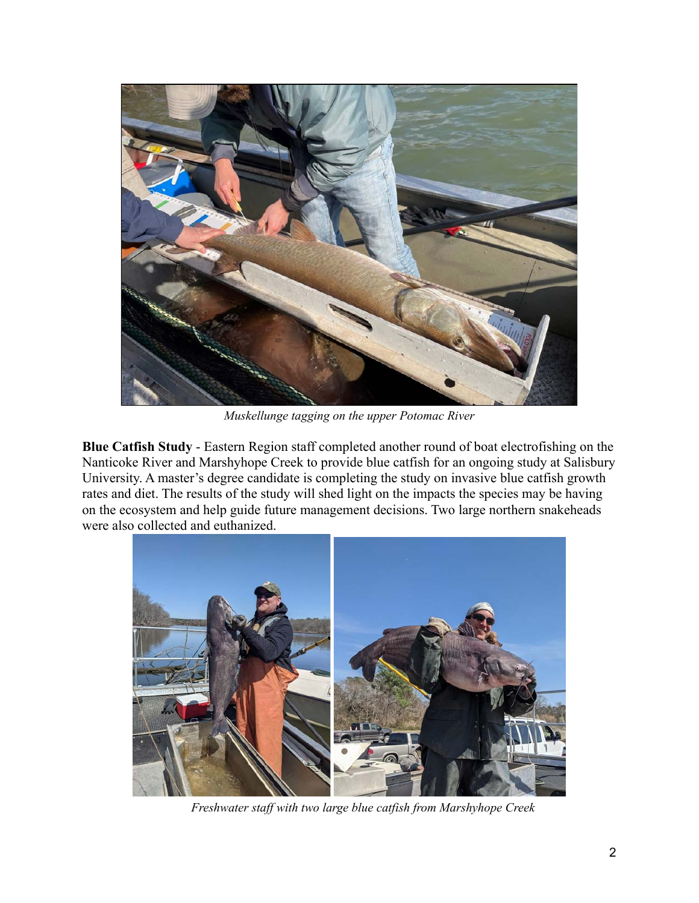*Muskellunge tagging on the upper Potomac River*

**Blue Catfish Study** - Eastern Region staff completed another round of boat electrofishing on the Nanticoke River and Marshyhope Creek to provide blue catfish for an ongoing study at Salisbury University. A master's degree candidate is completing the study on invasive blue catfish growth rates and diet. The results of the study will shed light on the impacts the species may be having on the ecosystem and help guide future management decisions. Two large northern snakeheads were also collected and euthanized.

*Freshwater staff with two large blue catfish from Marshyhope Creek*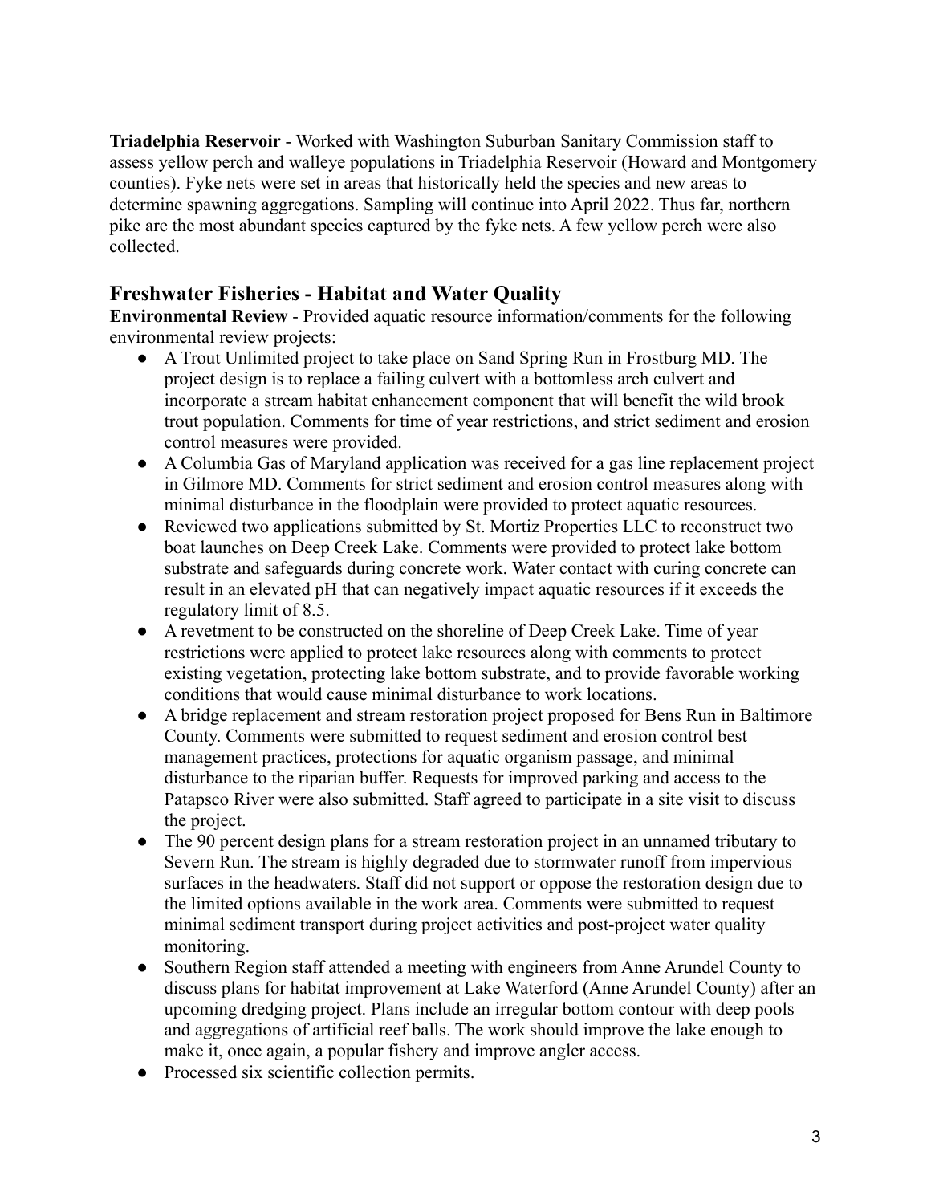**Triadelphia Reservoir** - Worked with Washington Suburban Sanitary Commission staff to assess yellow perch and walleye populations in Triadelphia Reservoir (Howard and Montgomery counties). Fyke nets were set in areas that historically held the species and new areas to determine spawning aggregations. Sampling will continue into April 2022. Thus far, northern pike are the most abundant species captured by the fyke nets. A few yellow perch were also collected.

## Freshwater Fisheries - Habitat and Water Quality

**Environmental Review** - Provided aquatic resource information/comments for the following environmental review projects:

- A Trout Unlimited project to take place on Sand Spring Run in Frostburg MD. The project design is to replace a failing culvert with a bottomless arch culvert and incorporate a stream habitat enhancement component that will benefit the wild brook trout population. Comments for time of year restrictions, and strict sediment and erosion control measures were provided.
- A Columbia Gas of Maryland application was received for a gas line replacement project in Gilmore MD. Comments for strict sediment and erosion control measures along with minimal disturbance in the floodplain were provided to protect aquatic resources.
- Reviewed two applications submitted by St. Mortiz Properties LLC to reconstruct two boat launches on Deep Creek Lake. Comments were provided to protect lake bottom substrate and safeguards during concrete work. Water contact with curing concrete can result in an elevated pH that can negatively impact aquatic resources if it exceeds the regulatory limit of 8.5.
- A revetment to be constructed on the shoreline of Deep Creek Lake. Time of year restrictions were applied to protect lake resources along with comments to protect existing vegetation, protecting lake bottom substrate, and to provide favorable working conditions that would cause minimal disturbance to work locations.
- A bridge replacement and stream restoration project proposed for Bens Run in Baltimore County. Comments were submitted to request sediment and erosion control best management practices, protections for aquatic organism passage, and minimal disturbance to the riparian buffer. Requests for improved parking and access to the Patapsco River were also submitted. Staff agreed to participate in a site visit to discuss the project.
- The 90 percent design plans for a stream restoration project in an unnamed tributary to Severn Run. The stream is highly degraded due to stormwater runoff from impervious surfaces in the headwaters. Staff did not support or oppose the restoration design due to the limited options available in the work area. Comments were submitted to request minimal sediment transport during project activities and post-project water quality monitoring.
- Southern Region staff attended a meeting with engineers from Anne Arundel County to discuss plans for habitat improvement at Lake Waterford (Anne Arundel County) after an upcoming dredging project. Plans include an irregular bottom contour with deep pools and aggregations of artificial reef balls. The work should improve the lake enough to make it, once again, a popular fishery and improve angler access.
- Processed six scientific collection permits.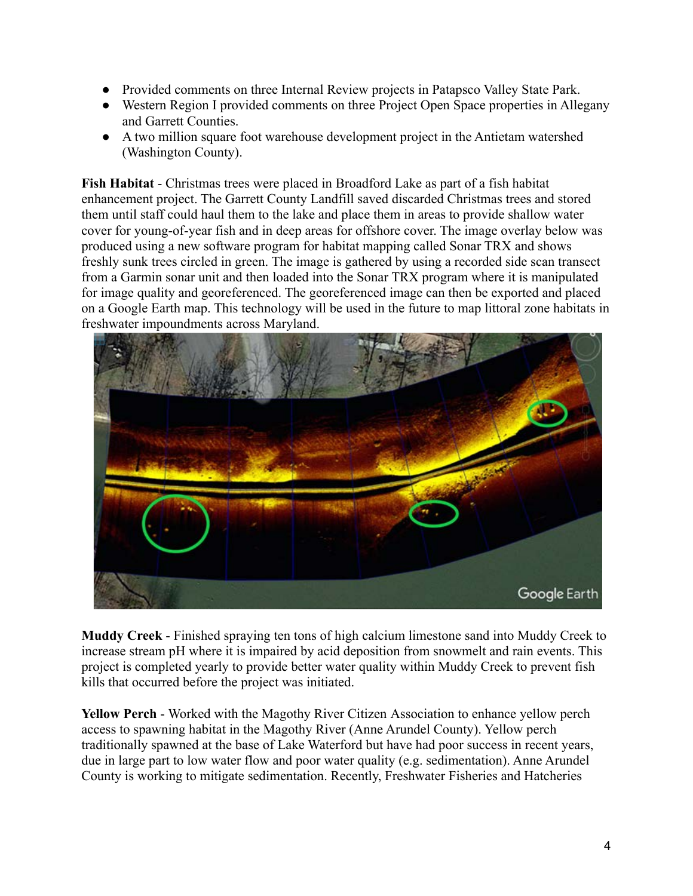- Provided comments on three Internal Review projects in Patapsco Valley State Park.
- Western Region I provided comments on three Project Open Space properties in Allegany and Garrett Counties.
- A two million square foot warehouse development project in the Antietam watershed (Washington County).

**Fish Habitat** - Christmas trees were placed in Broadford Lake as part of a fish habitat enhancement project. The Garrett County Landfill saved discarded Christmas trees and stored them until staff could haul them to the lake and place them in areas to provide shallow water cover for young-of-year fish and in deep areas for offshore cover. The image overlay below was produced using a new software program for habitat mapping called Sonar TRX and shows freshly sunk trees circled in green. The image is gathered by using a recorded side scan transect from a Garmin sonar unit and then loaded into the Sonar TRX program where it is manipulated for image quality and georeferenced. The georeferenced image can then be exported and placed on a Google Earth map. This technology will be used in the future to map littoral zone habitats in freshwater impoundments across Maryland.

**Muddy Creek** - Finished spraying ten tons of high calcium limestone sand into Muddy Creek to increase stream pH where it is impaired by acid deposition from snowmelt and rain events. This project is completed yearly to provide better water quality within Muddy Creek to prevent fish kills that occurred before the project was initiated.

**Yellow Perch** - Worked with the Magothy River Citizen Association to enhance yellow perch access to spawning habitat in the Magothy River (Anne Arundel County). Yellow perch traditionally spawned at the base of Lake Waterford but have had poor success in recent years, due in large part to low water flow and poor water quality (e.g. sedimentation). Anne Arundel County is working to mitigate sedimentation. Recently, Freshwater Fisheries and Hatcheries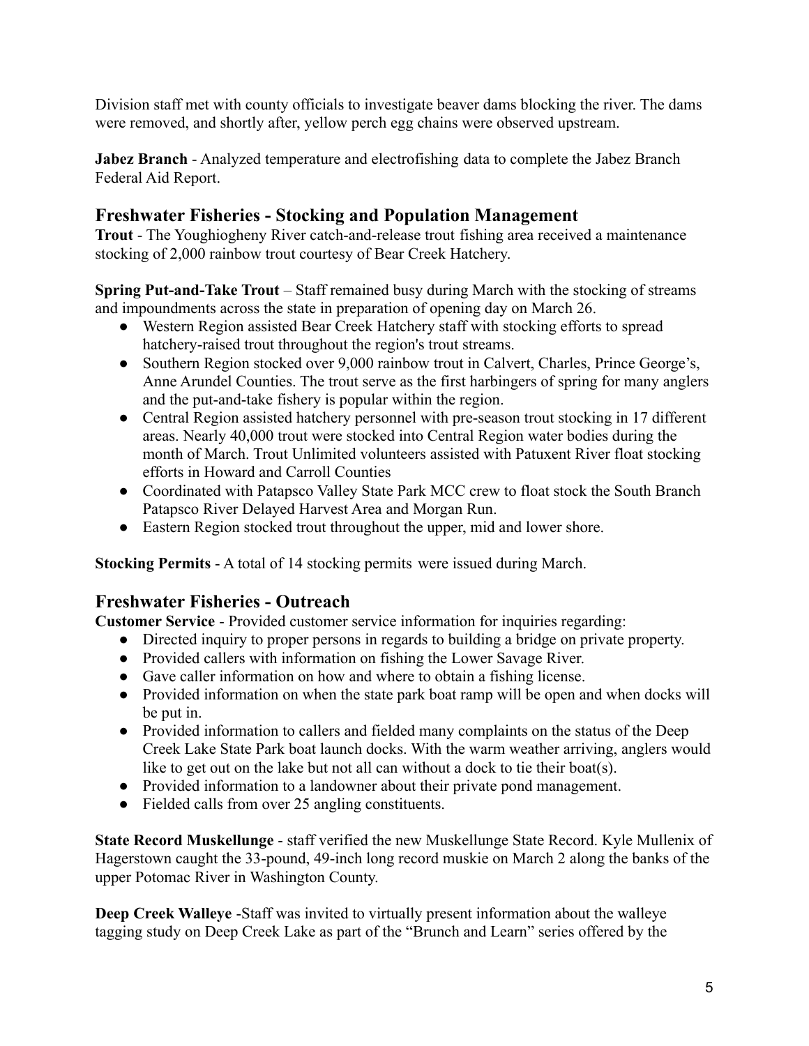Division staff met with county officials to investigate beaver dams blocking the river. The dams were removed, and shortly after, yellow perch egg chains were observed upstream.

**Jabez Branch** - Analyzed temperature and electrofishing data to complete the Jabez Branch Federal Aid Report.

## Freshwater Fisheries - Stocking and Population Management

**Trout** - The Youghiogheny River catch-and-release trout fishing area received a maintenance stocking of 2,000 rainbow trout courtesy of Bear Creek Hatchery.

**Spring Put-and-Take Trout** – Staff remained busy during March with the stocking of streams and impoundments across the state in preparation of opening day on March 26.

- Western Region assisted Bear Creek Hatchery staff with stocking efforts to spread hatchery-raised trout throughout the region's trout streams.
- Southern Region stocked over 9,000 rainbow trout in Calvert, Charles, Prince George's, Anne Arundel Counties. The trout serve as the first harbingers of spring for many anglers and the put-and-take fishery is popular within the region.
- Central Region assisted hatchery personnel with pre-season trout stocking in 17 different areas. Nearly 40,000 trout were stocked into Central Region water bodies during the month of March. Trout Unlimited volunteers assisted with Patuxent River float stocking efforts in Howard and Carroll Counties
- Coordinated with Patapsco Valley State Park MCC crew to float stock the South Branch Patapsco River Delayed Harvest Area and Morgan Run.
- Eastern Region stocked trout throughout the upper, mid and lower shore.

**Stocking Permits** - A total of 14 stocking permits were issued during March.

## Freshwater Fisheries - Outreach

**Customer Service** - Provided customer service information for inquiries regarding:

- Directed inquiry to proper persons in regards to building a bridge on private property.
- Provided callers with information on fishing the Lower Savage River.
- Gave caller information on how and where to obtain a fishing license.
- Provided information on when the state park boat ramp will be open and when docks will be put in.
- Provided information to callers and fielded many complaints on the status of the Deep Creek Lake State Park boat launch docks. With the warm weather arriving, anglers would like to get out on the lake but not all can without a dock to tie their boat(s).
- Provided information to a landowner about their private pond management.
- Fielded calls from over 25 angling constituents.

**State Record Muskellunge** - staff verified the new Muskellunge State Record. Kyle Mullenix of Hagerstown caught the 33-pound, 49-inch long record muskie on March 2 along the banks of the upper Potomac River in Washington County.

**Deep Creek Walleye** -Staff was invited to virtually present information about the walleye tagging study on Deep Creek Lake as part of the "Brunch and Learn" series offered by the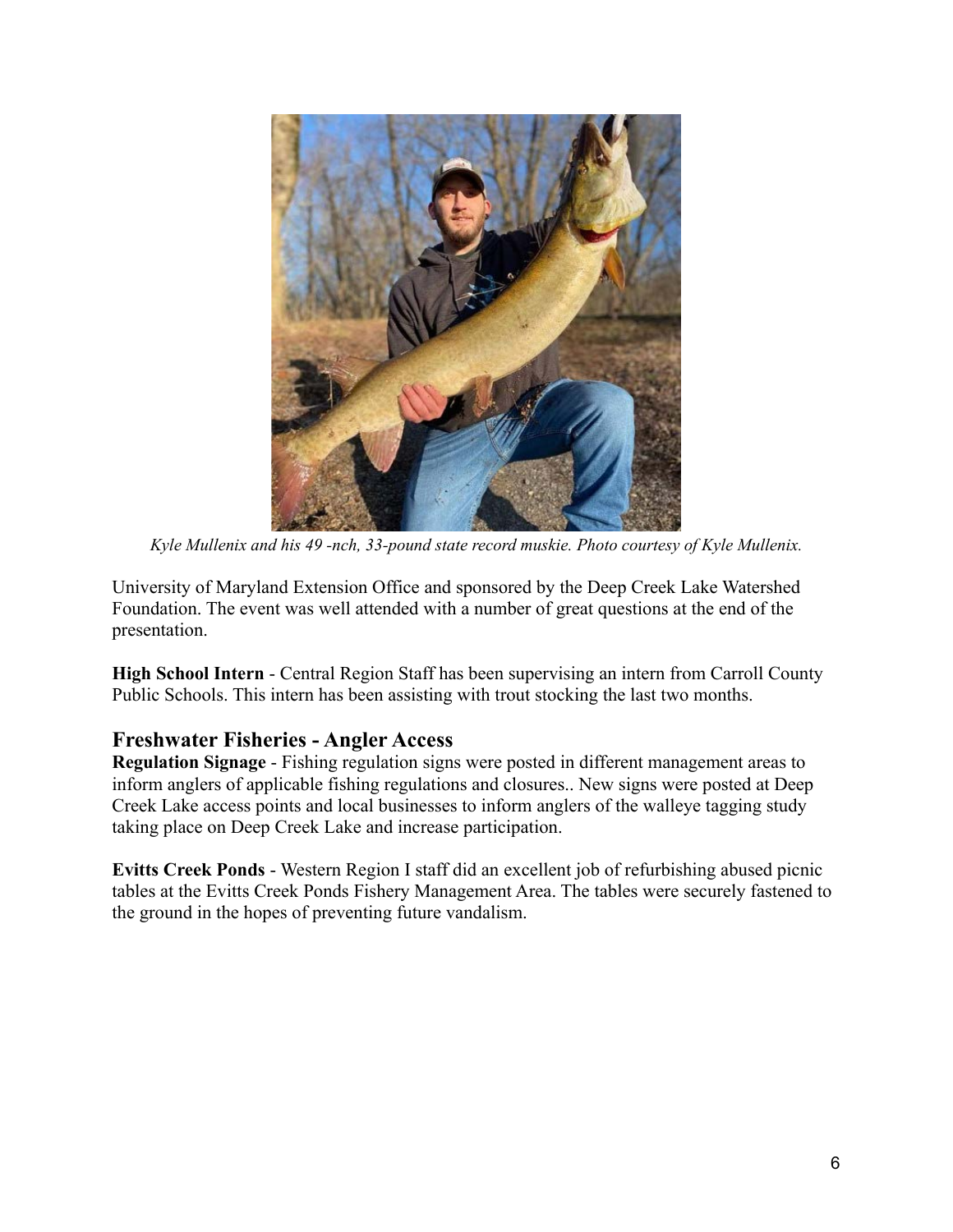*Kyle Mullenix and his 49 -nch, 33-pound state record muskie. Photo courtesy of Kyle Mullenix.*

University of Maryland Extension Office and sponsored by the Deep Creek Lake Watershed Foundation. The event was well attended with a number of great questions at the end of the presentation.

**High School Intern** - Central Region Staff has been supervising an intern from Carroll County Public Schools. This intern has been assisting with trout stocking the last two months.

## Freshwater Fisheries - Angler Access

**Regulation Signage** - Fishing regulation signs were posted in different management areas to inform anglers of applicable fishing regulations and closures.. New signs were posted at Deep Creek Lake access points and local businesses to inform anglers of the walleye tagging study taking place on Deep Creek Lake and increase participation.

**Evitts Creek Ponds** - Western Region I staff did an excellent job of refurbishing abused picnic tables at the Evitts Creek Ponds Fishery Management Area. The tables were securely fastened to the ground in the hopes of preventing future vandalism.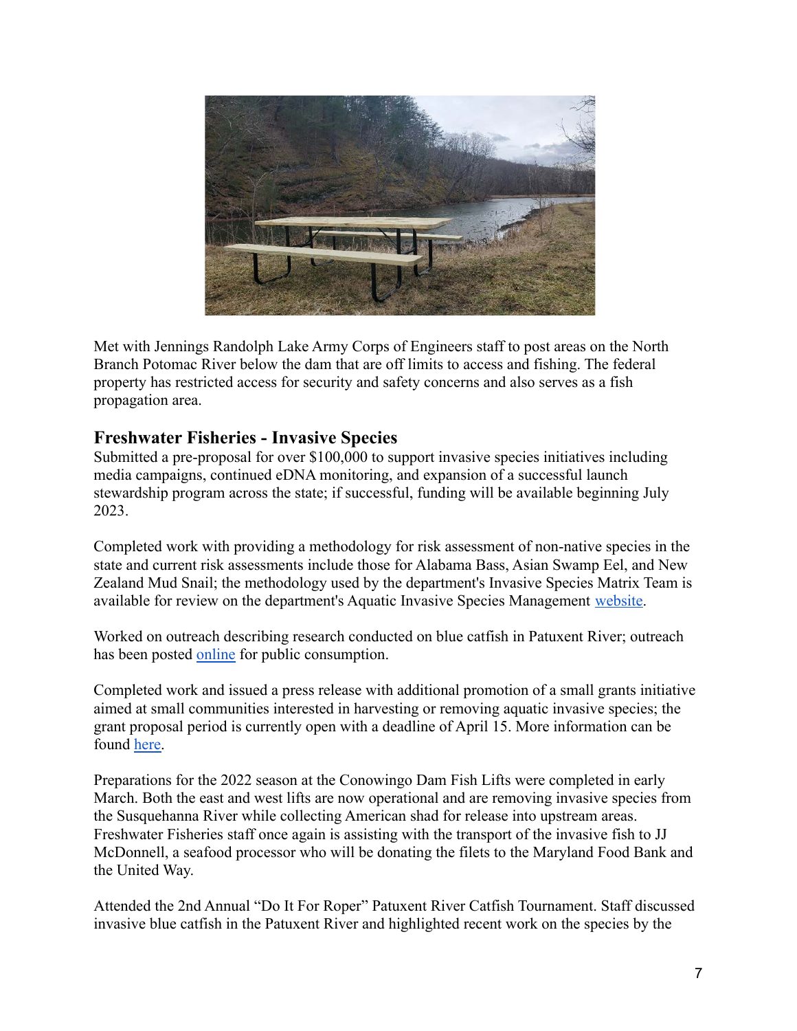Met with Jennings Randolph Lake Army Corps of Engineers staff to post areas on the North Branch Potomac River below the dam that are off limits to access and fishing. The federal property has restricted access for security and safety concerns and also serves as a fish propagation area.

## Freshwater Fisheries - Invasive Species

Submitted a pre-proposal for over $100,000 to support invasive species initiatives including media campaigns, continued eDNA monitoring, and expansion of a successful launch stewardship program across the state; if successful, funding will be available beginning July 2023.

Completed work with providing a methodology for risk assessment of non-native species in the state and current risk assessments include those for Alabama Bass, Asian Swamp Eel, and New Zealand Mud Snail; the methodology used by the department's Invasive Species Matrix Team is available for review on the department's Aquatic Invasive Species Management website.

Worked on outreach describing research conducted on blue catfish in Patuxent River; outreach has been posted online for public consumption.

Completed work and issued a press release with additional promotion of a small grants initiative aimed at small communities interested in harvesting or removing aquatic invasive species; the grant proposal period is currently open with a deadline of April 15. More information can be found here.

Preparations for the 2022 season at the Conowingo Dam Fish Lifts were completed in early March. Both the east and west lifts are now operational and are removing invasive species from the Susquehanna River while collecting American shad for release into upstream areas. Freshwater Fisheries staff once again is assisting with the transport of the invasive fish to JJ McDonnell, a seafood processor who will be donating the filets to the Maryland Food Bank and the United Way.

Attended the 2nd Annual "Do It For Roper" Patuxent River Catfish Tournament. Staff discussed invasive blue catfish in the Patuxent River and highlighted recent work on the species by the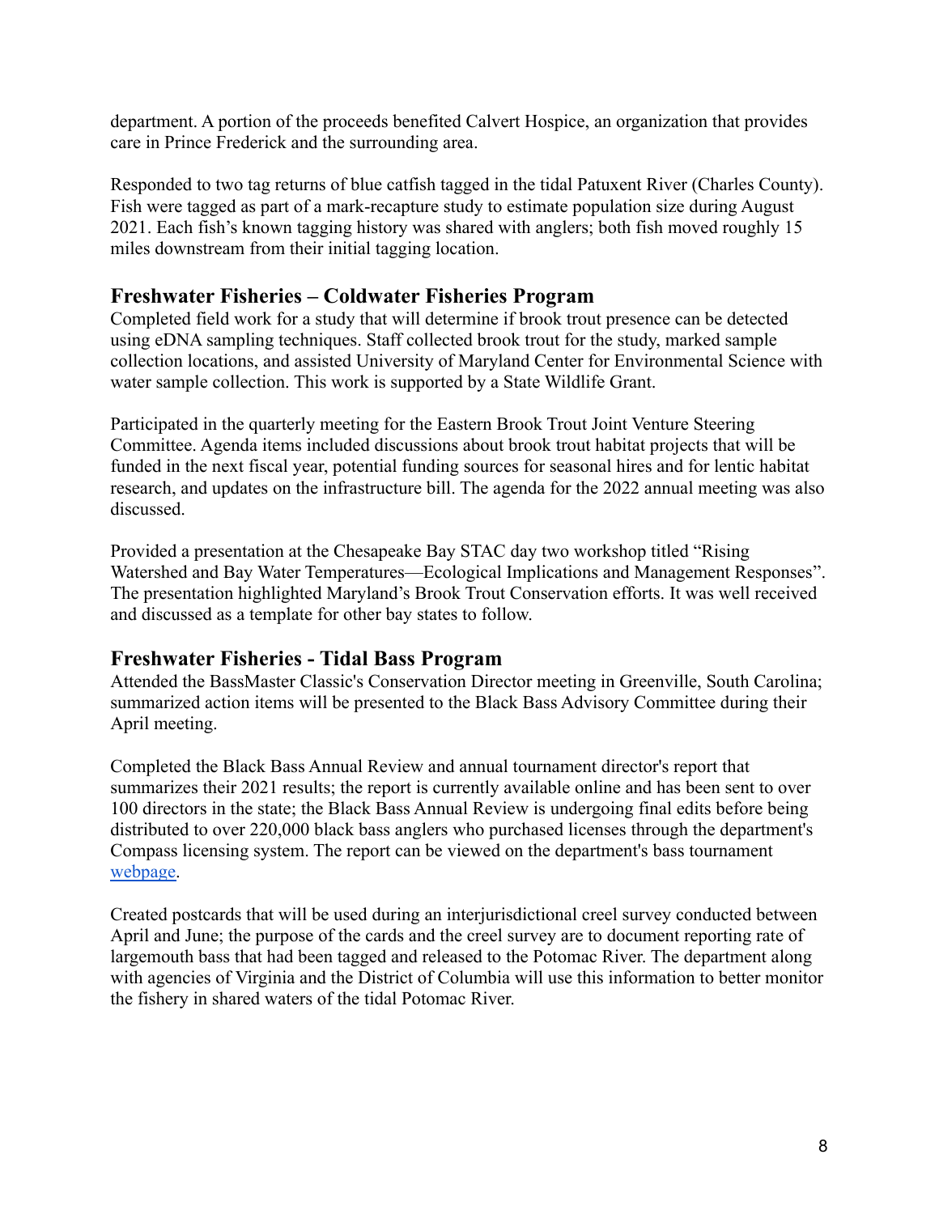department. A portion of the proceeds benefited Calvert Hospice, an organization that provides care in Prince Frederick and the surrounding area.

Responded to two tag returns of blue catfish tagged in the tidal Patuxent River (Charles County). Fish were tagged as part of a mark-recapture study to estimate population size during August 2021. Each fish's known tagging history was shared with anglers; both fish moved roughly 15 miles downstream from their initial tagging location.

## Freshwater Fisheries – Coldwater Fisheries Program

Completed field work for a study that will determine if brook trout presence can be detected using eDNA sampling techniques. Staff collected brook trout for the study, marked sample collection locations, and assisted University of Maryland Center for Environmental Science with water sample collection. This work is supported by a State Wildlife Grant.

Participated in the quarterly meeting for the Eastern Brook Trout Joint Venture Steering Committee. Agenda items included discussions about brook trout habitat projects that will be funded in the next fiscal year, potential funding sources for seasonal hires and for lentic habitat research, and updates on the infrastructure bill. The agenda for the 2022 annual meeting was also discussed.

Provided a presentation at the Chesapeake Bay STAC day two workshop titled "Rising Watershed and Bay Water Temperatures—Ecological Implications and Management Responses". The presentation highlighted Maryland's Brook Trout Conservation efforts. It was well received and discussed as a template for other bay states to follow.

## Freshwater Fisheries - Tidal Bass Program

Attended the BassMaster Classic's Conservation Director meeting in Greenville, South Carolina; summarized action items will be presented to the Black Bass Advisory Committee during their April meeting.

Completed the Black Bass Annual Review and annual tournament director's report that summarizes their 2021 results; the report is currently available online and has been sent to over 100 directors in the state; the Black Bass Annual Review is undergoing final edits before being distributed to over 220,000 black bass anglers who purchased licenses through the department's Compass licensing system. The report can be viewed on the department's bass tournament webpage.

Created postcards that will be used during an interjurisdictional creel survey conducted between April and June; the purpose of the cards and the creel survey are to document reporting rate of largemouth bass that had been tagged and released to the Potomac River. The department along with agencies of Virginia and the District of Columbia will use this information to better monitor the fishery in shared waters of the tidal Potomac River.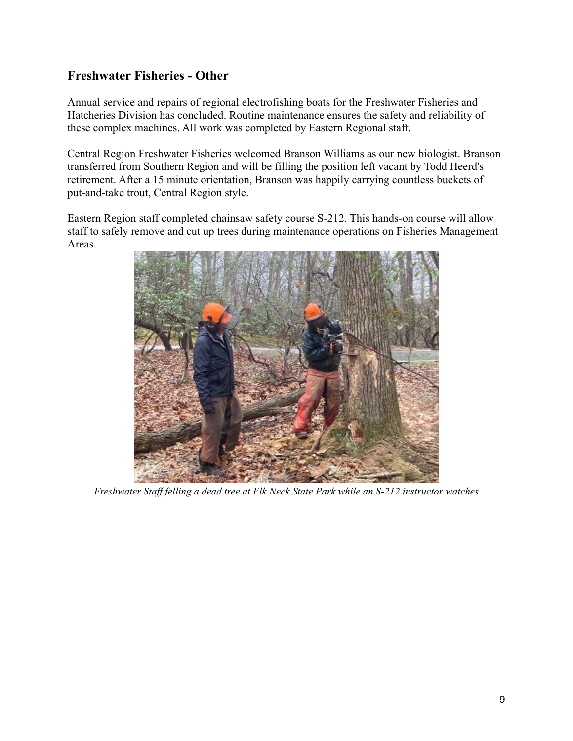## Freshwater Fisheries - Other

Annual service and repairs of regional electrofishing boats for the Freshwater Fisheries and Hatcheries Division has concluded. Routine maintenance ensures the safety and reliability of these complex machines. All work was completed by Eastern Regional staff.

Central Region Freshwater Fisheries welcomed Branson Williams as our new biologist. Branson transferred from Southern Region and will be filling the position left vacant by Todd Heerd's retirement. After a 15 minute orientation, Branson was happily carrying countless buckets of put-and-take trout, Central Region style.

Eastern Region staff completed chainsaw safety course S-212. This hands-on course will allow staff to safely remove and cut up trees during maintenance operations on Fisheries Management Areas.

*Freshwater Staff felling a dead tree at Elk Neck State Park while an S-212 instructor watches*